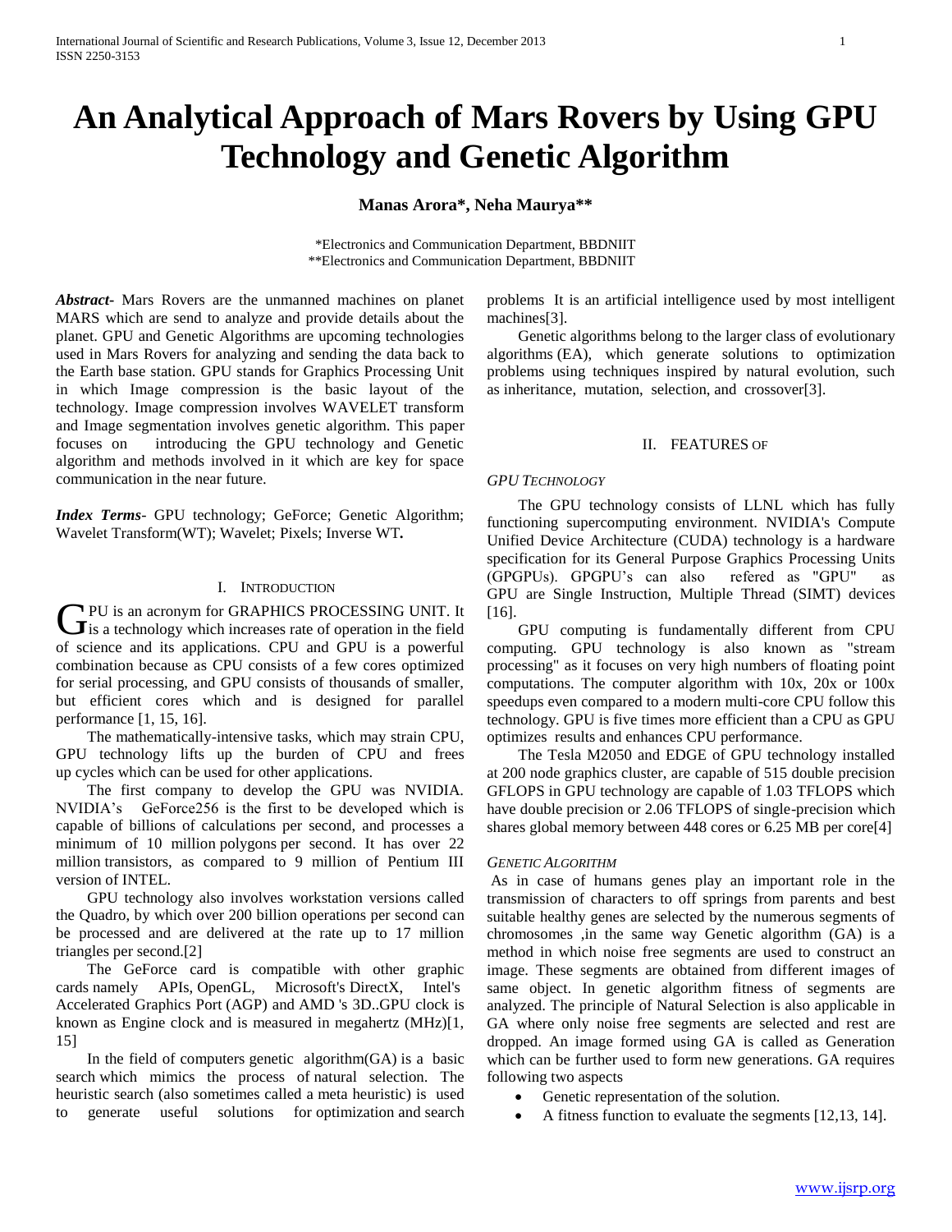# An Analytical Approach of Mars Rovers by Using GPU Technology and Genetic Algorithm

**Manas Arora*, Neha Maurya****

*Electronics and Communication Department, BBDNIIT
**Electronics and Communication Department, BBDNIIT

***Abstract***- Mars Rovers are the unmanned machines on planet MARS which are send to analyze and provide details about the planet. GPU and Genetic Algorithms are upcoming technologies used in Mars Rovers for analyzing and sending the data back to the Earth base station. GPU stands for Graphics Processing Unit in which Image compression is the basic layout of the technology. Image compression involves WAVELET transform and Image segmentation involves genetic algorithm. This paper focuses on introducing the GPU technology and Genetic algorithm and methods involved in it which are key for space communication in the near future.

***Index Terms***- GPU technology; GeForce; Genetic Algorithm; Wavelet Transform(WT); Wavelet; Pixels; Inverse WT**.**

## I. Introduction

GPU is an acronym for GRAPHICS PROCESSING UNIT. It is a technology which increases rate of operation in the field of science and its applications. CPU and GPU is a powerful combination because as CPU consists of a few cores optimized for serial processing, and GPU consists of thousands of smaller, but efficient cores which and is designed for parallel performance [1, 15, 16].

The mathematically-intensive tasks, which may strain CPU, GPU technology lifts up the burden of CPU and frees up cycles which can be used for other applications.

The first company to develop the GPU was NVIDIA. NVIDIA's GeForce256 is the first to be developed which is capable of billions of calculations per second, and processes a minimum of 10 million polygons per second. It has over 22 million transistors, as compared to 9 million of Pentium III version of INTEL.

GPU technology also involves workstation versions called the Quadro, by which over 200 billion operations per second can be processed and are delivered at the rate up to 17 million triangles per second.[2]

The GeForce card is compatible with other graphic cards namely APIs, OpenGL, Microsoft's DirectX, Intel's Accelerated Graphics Port (AGP) and AMD 's 3D..GPU clock is known as Engine clock and is measured in megahertz (MHz)[1, 15]

In the field of computers genetic algorithm(GA) is a basic search which mimics the process of natural selection. The heuristic search (also sometimes called a meta heuristic) is used to generate useful solutions for optimization and search problems It is an artificial intelligence used by most intelligent machines[3].

Genetic algorithms belong to the larger class of evolutionary algorithms (EA), which generate solutions to optimization problems using techniques inspired by natural evolution, such as inheritance, mutation, selection, and crossover[3].

## II. Features of

### *GPU Technology*

The GPU technology consists of LLNL which has fully functioning supercomputing environment. NVIDIA's Compute Unified Device Architecture (CUDA) technology is a hardware specification for its General Purpose Graphics Processing Units (GPGPUs). GPGPU's can also refered as "GPU" as GPU are Single Instruction, Multiple Thread (SIMT) devices [16].

GPU computing is fundamentally different from CPU computing. GPU technology is also known as "stream processing" as it focuses on very high numbers of floating point computations. The computer algorithm with 10x, 20x or 100x speedups even compared to a modern multi-core CPU follow this technology. GPU is five times more efficient than a CPU as GPU optimizes results and enhances CPU performance.

The Tesla M2050 and EDGE of GPU technology installed at 200 node graphics cluster, are capable of 515 double precision GFLOPS in GPU technology are capable of 1.03 TFLOPS which have double precision or 2.06 TFLOPS of single-precision which shares global memory between 448 cores or 6.25 MB per core[4]

### *Genetic Algorithm*

As in case of humans genes play an important role in the transmission of characters to off springs from parents and best suitable healthy genes are selected by the numerous segments of chromosomes ,in the same way Genetic algorithm (GA) is a method in which noise free segments are used to construct an image. These segments are obtained from different images of same object. In genetic algorithm fitness of segments are analyzed. The principle of Natural Selection is also applicable in GA where only noise free segments are selected and rest are dropped. An image formed using GA is called as Generation which can be further used to form new generations. GA requires following two aspects

- Genetic representation of the solution.
- A fitness function to evaluate the segments [12,13, 14].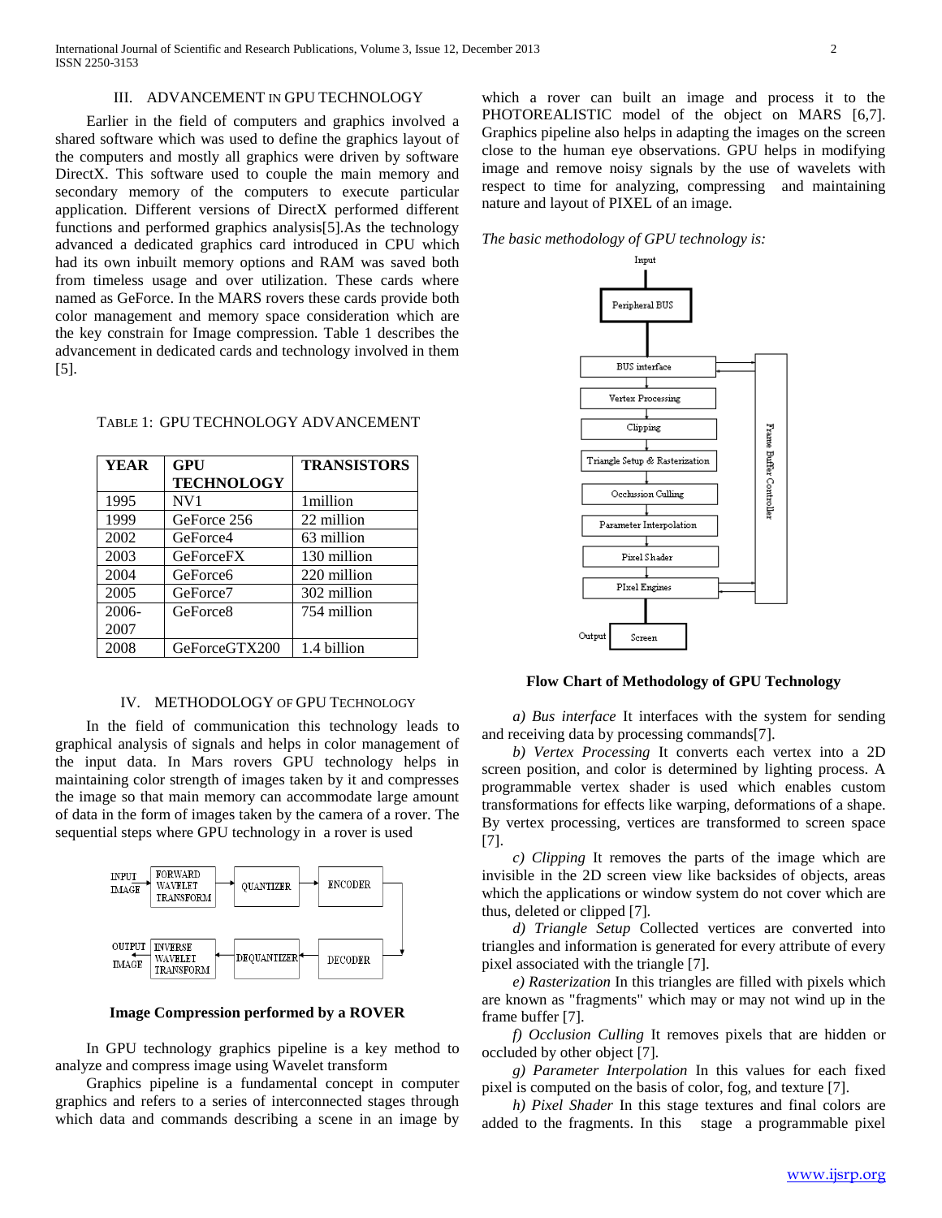## III. ADVANCEMENT IN GPU TECHNOLOGY

Earlier in the field of computers and graphics involved a shared software which was used to define the graphics layout of the computers and mostly all graphics were driven by software DirectX. This software used to couple the main memory and secondary memory of the computers to execute particular application. Different versions of DirectX performed different functions and performed graphics analysis[5].As the technology advanced a dedicated graphics card introduced in CPU which had its own inbuilt memory options and RAM was saved both from timeless usage and over utilization. These cards where named as GeForce. In the MARS rovers these cards provide both color management and memory space consideration which are the key constrain for Image compression. Table 1 describes the advancement in dedicated cards and technology involved in them [5].

TABLE 1: GPU TECHNOLOGY ADVANCEMENT

| YEAR | GPU TECHNOLOGY | TRANSISTORS |
|---|---|---|
| 1995 | NV1 | 1million |
| 1999 | GeForce 256 | 22 million |
| 2002 | GeForce4 | 63 million |
| 2003 | GeForceFX | 130 million |
| 2004 | GeForce6 | 220 million |
| 2005 | GeForce7 | 302 million |
| 2006-2007 | GeForce8 | 754 million |
| 2008 | GeForceGTX200 | 1.4 billion |

## IV. METHODOLOGY OF GPU TECHNOLOGY

In the field of communication this technology leads to graphical analysis of signals and helps in color management of the input data. In Mars rovers GPU technology helps in maintaining color strength of images taken by it and compresses the image so that main memory can accommodate large amount of data in the form of images taken by the camera of a rover. The sequential steps where GPU technology in a rover is used

INPUT IMAGE
FORWARD WAVELET TRANSFORM
QUANTIZER
ENCODER
DECODER
DEQUANTIZER
INVERSE WAVELET TRANSFORM
OUTPUT IMAGE

**Image Compression performed by a ROVER**

In GPU technology graphics pipeline is a key method to analyze and compress image using Wavelet transform

Graphics pipeline is a fundamental concept in computer graphics and refers to a series of interconnected stages through which data and commands describing a scene in an image by which a rover can built an image and process it to the PHOTOREALISTIC model of the object on MARS [6,7]. Graphics pipeline also helps in adapting the images on the screen close to the human eye observations. GPU helps in modifying image and remove noisy signals by the use of wavelets with respect to time for analyzing, compressing and maintaining nature and layout of PIXEL of an image.

*The basic methodology of GPU technology is:*

Input
Peripheral BUS
BUS interface
Vertex Processing
Clipping
Triangle Setup & Rasterization
Occlussion Culling
Parameter Interpolation
Pixel Shader
PIxel Engines
Frame Buffer Controller
Output
Screen

**Flow Chart of Methodology of GPU Technology**

*a) Bus interface* It interfaces with the system for sending and receiving data by processing commands[7].

*b) Vertex Processing* It converts each vertex into a 2D screen position, and color is determined by lighting process. A programmable vertex shader is used which enables custom transformations for effects like warping, deformations of a shape. By vertex processing, vertices are transformed to screen space [7].

*c) Clipping* It removes the parts of the image which are invisible in the 2D screen view like backsides of objects, areas which the applications or window system do not cover which are thus, deleted or clipped [7].

*d) Triangle Setup* Collected vertices are converted into triangles and information is generated for every attribute of every pixel associated with the triangle [7].

*e) Rasterization* In this triangles are filled with pixels which are known as "fragments" which may or may not wind up in the frame buffer [7].

*f) Occlusion Culling* It removes pixels that are hidden or occluded by other object [7].

*g) Parameter Interpolation* In this values for each fixed pixel is computed on the basis of color, fog, and texture [7].

*h) Pixel Shader* In this stage textures and final colors are added to the fragments. In this stage a programmable pixel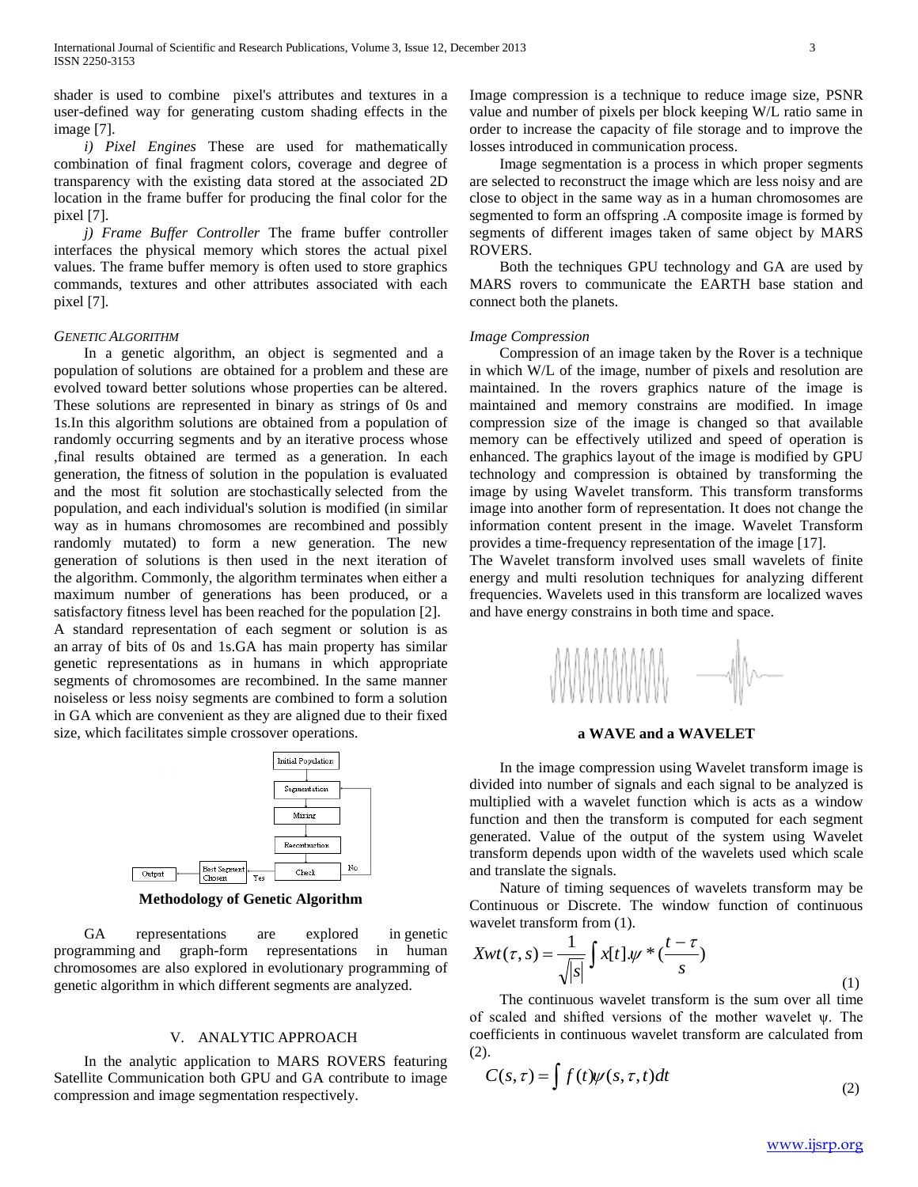shader is used to combine pixel's attributes and textures in a user-defined way for generating custom shading effects in the image [7].

*i) Pixel Engines* These are used for mathematically combination of final fragment colors, coverage and degree of transparency with the existing data stored at the associated 2D location in the frame buffer for producing the final color for the pixel [7].

*j) Frame Buffer Controller* The frame buffer controller interfaces the physical memory which stores the actual pixel values. The frame buffer memory is often used to store graphics commands, textures and other attributes associated with each pixel [7].

### *GENETIC ALGORITHM*

In a genetic algorithm, an object is segmented and a population of solutions are obtained for a problem and these are evolved toward better solutions whose properties can be altered. These solutions are represented in binary as strings of 0s and 1s.In this algorithm solutions are obtained from a population of randomly occurring segments and by an iterative process whose ,final results obtained are termed as a generation. In each generation, the fitness of solution in the population is evaluated and the most fit solution are stochastically selected from the population, and each individual's solution is modified (in similar way as in humans chromosomes are recombined and possibly randomly mutated) to form a new generation. The new generation of solutions is then used in the next iteration of the algorithm. Commonly, the algorithm terminates when either a maximum number of generations has been produced, or a satisfactory fitness level has been reached for the population [2].

A standard representation of each segment or solution is as an array of bits of 0s and 1s.GA has main property has similar genetic representations as in humans in which appropriate segments of chromosomes are recombined. In the same manner noiseless or less noisy segments are combined to form a solution in GA which are convenient as they are aligned due to their fixed size, which facilitates simple crossover operations.

Initial Population
Segmentation
Mixing
Reconstruction
Check
No
Yes
Best Segment Chosen
Output

**Methodology of Genetic Algorithm**

GA representations are explored in genetic programming and graph-form representations in human chromosomes are also explored in evolutionary programming of genetic algorithm in which different segments are analyzed.

## V. ANALYTIC APPROACH

In the analytic application to MARS ROVERS featuring Satellite Communication both GPU and GA contribute to image compression and image segmentation respectively.

Image compression is a technique to reduce image size, PSNR value and number of pixels per block keeping W/L ratio same in order to increase the capacity of file storage and to improve the losses introduced in communication process.

Image segmentation is a process in which proper segments are selected to reconstruct the image which are less noisy and are close to object in the same way as in a human chromosomes are segmented to form an offspring .A composite image is formed by segments of different images taken of same object by MARS ROVERS.

Both the techniques GPU technology and GA are used by MARS rovers to communicate the EARTH base station and connect both the planets.

### *Image Compression*

Compression of an image taken by the Rover is a technique in which W/L of the image, number of pixels and resolution are maintained. In the rovers graphics nature of the image is maintained and memory constrains are modified. In image compression size of the image is changed so that available memory can be effectively utilized and speed of operation is enhanced. The graphics layout of the image is modified by GPU technology and compression is obtained by transforming the image by using Wavelet transform. This transform transforms image into another form of representation. It does not change the information content present in the image. Wavelet Transform provides a time-frequency representation of the image [17].

The Wavelet transform involved uses small wavelets of finite energy and multi resolution techniques for analyzing different frequencies. Wavelets used in this transform are localized waves and have energy constrains in both time and space.

**a WAVE and a WAVELET**

In the image compression using Wavelet transform image is divided into number of signals and each signal to be analyzed is multiplied with a wavelet function which is acts as a window function and then the transform is computed for each segment generated. Value of the output of the system using Wavelet transform depends upon width of the wavelets used which scale and translate the signals.

Nature of timing sequences of wavelets transform may be Continuous or Discrete. The window function of continuous wavelet transform from (1).

$$Xwt(\tau, s) = \frac{1}{\sqrt{|s|}} \int x[t].\psi * (\frac{t-\tau}{s}) \tag{1}$$

The continuous wavelet transform is the sum over all time of scaled and shifted versions of the mother wavelet ψ. The coefficients in continuous wavelet transform are calculated from (2).

$$C(s, \tau) = \int f(t)\psi(s, \tau, t)dt \tag{2}$$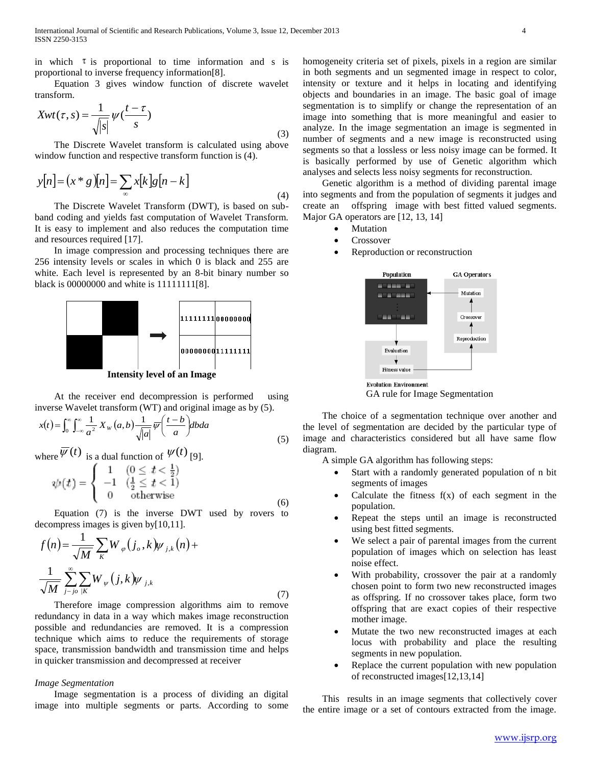in which $\tau$ is proportional to time information and s is proportional to inverse frequency information[8].

Equation 3 gives window function of discrete wavelet transform.

$$Xwt(\tau, s) = \frac{1}{\sqrt{|s|}} \psi(\frac{t-\tau}{s}) \tag{3}$$

The Discrete Wavelet transform is calculated using above window function and respective transform function is (4).

$$y[n] = (x * g)[n] = \sum_{\infty} x[k] g[n-k] \tag{4}$$

The Discrete Wavelet Transform (DWT), is based on sub-band coding and yields fast computation of Wavelet Transform. It is easy to implement and also reduces the computation time and resources required [17].

In image compression and processing techniques there are 256 intensity levels or scales in which 0 is black and 255 are white. Each level is represented by an 8-bit binary number so black is 00000000 and white is 11111111[8].

| | |
|---|---|
| 11111111 | 00000000 |
| 00000000 | 11111111 |

**Intensity level of an Image**

At the receiver end decompression is performed using inverse Wavelet transform (WT) and original image as by (5).

$$x(t) = \int_0^{\infty} \int_{-\infty}^{\infty} \frac{1}{a^2} X_W(a,b) \frac{1}{\sqrt{|a|}} \overline{\psi}\left(\frac{t-b}{a}\right) dbda \tag{5}$$

where $\overline{\psi}(t)$ is a dual function of $\psi(t)$ [9].

$$\psi(t) = \begin{cases} 1 & (0 \leq t < \frac{1}{2}) \\ -1 & (\frac{1}{2} \leq t < 1) \\ 0 & \text{otherwise} \end{cases} \tag{6}$$

Equation (7) is the inverse DWT used by rovers to decompress images is given by[10,11].

$$f(n) = \frac{1}{\sqrt{M}} \sum_{K} W_{\varphi}(j_o, k) \psi_{j,k}(n) + \frac{1}{\sqrt{M}} \sum_{j=jo}^{\infty} \sum_{K} W_{\psi}(j,k) \psi_{j,k} \tag{7}$$

Therefore image compression algorithms aim to remove redundancy in data in a way which makes image reconstruction possible and redundancies are removed. It is a compression technique which aims to reduce the requirements of storage space, transmission bandwidth and transmission time and helps in quicker transmission and decompressed at receiver

*Image Segmentation*

Image segmentation is a process of dividing an digital image into multiple segments or parts. According to some homogeneity criteria set of pixels, pixels in a region are similar in both segments and un segmented image in respect to color, intensity or texture and it helps in locating and identifying objects and boundaries in an image. The basic goal of image segmentation is to simplify or change the representation of an image into something that is more meaningful and easier to analyze. In the image segmentation an image is segmented in number of segments and a new image is reconstructed using segments so that a lossless or less noisy image can be formed. It is basically performed by use of Genetic algorithm which analyses and selects less noisy segments for reconstruction.

Genetic algorithm is a method of dividing parental image into segments and from the population of segments it judges and create an offspring image with best fitted valued segments. Major GA operators are [12, 13, 14]

- Mutation
- Crossover
- Reproduction or reconstruction

Population

GA Operators

Mutation

Crossover

Reproduction

Evaluation

Fitness value

Evolution Environment

GA rule for Image Segmentation

The choice of a segmentation technique over another and the level of segmentation are decided by the particular type of image and characteristics considered but all have same flow diagram.

A simple GA algorithm has following steps:

- Start with a randomly generated population of n bit segments of images
- Calculate the fitness f(x) of each segment in the population.
- Repeat the steps until an image is reconstructed using best fitted segments.
- We select a pair of parental images from the current population of images which on selection has least noise effect.
- With probability, crossover the pair at a randomly chosen point to form two new reconstructed images as offspring. If no crossover takes place, form two offspring that are exact copies of their respective mother image.
- Mutate the two new reconstructed images at each locus with probability and place the resulting segments in new population.
- Replace the current population with new population of reconstructed images[12,13,14]

This results in an image segments that collectively cover the entire image or a set of contours extracted from the image.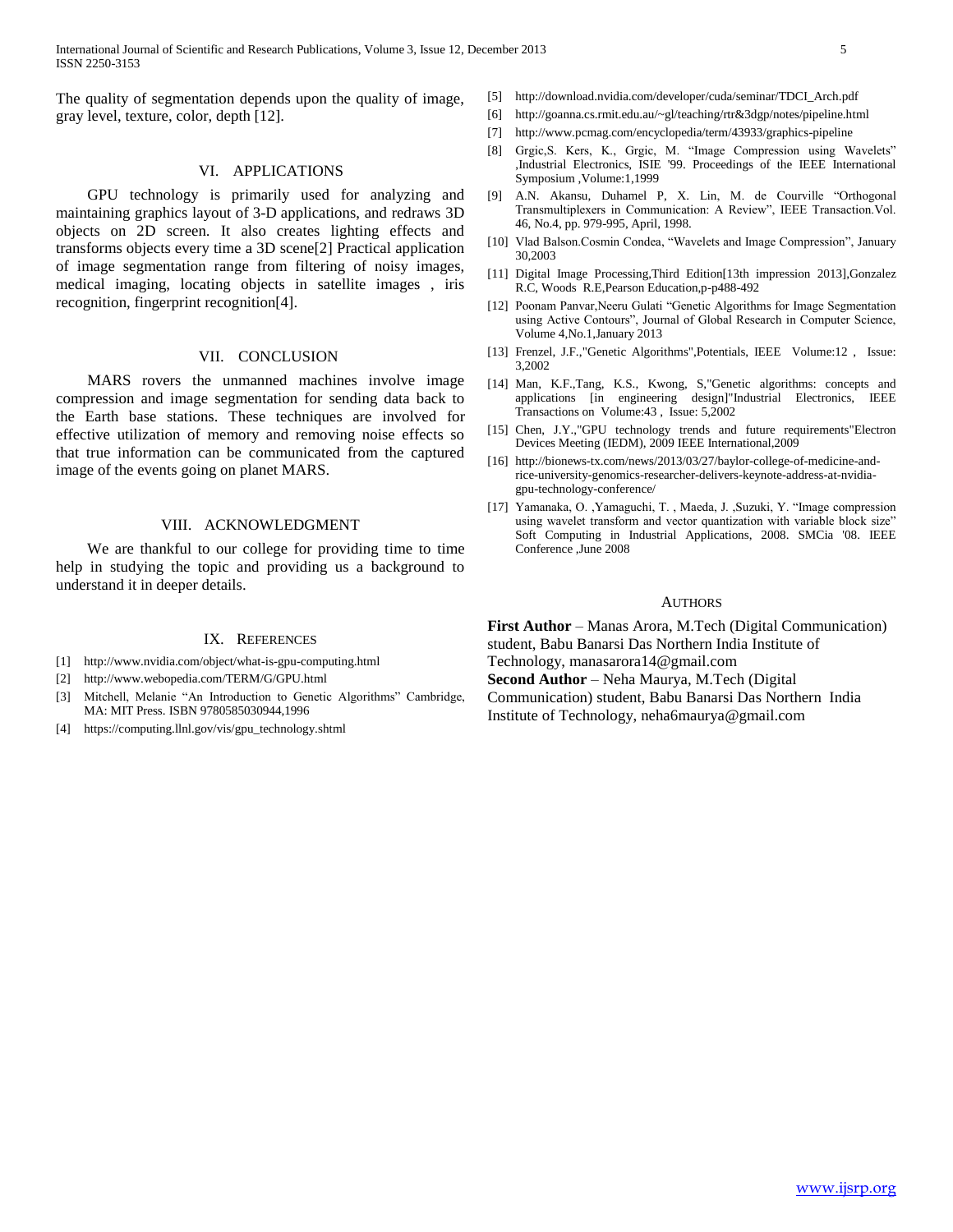The quality of segmentation depends upon the quality of image, gray level, texture, color, depth [12].

## VI. APPLICATIONS

GPU technology is primarily used for analyzing and maintaining graphics layout of 3-D applications, and redraws 3D objects on 2D screen. It also creates lighting effects and transforms objects every time a 3D scene[2] Practical application of image segmentation range from filtering of noisy images, medical imaging, locating objects in satellite images , iris recognition, fingerprint recognition[4].

## VII. CONCLUSION

MARS rovers the unmanned machines involve image compression and image segmentation for sending data back to the Earth base stations. These techniques are involved for effective utilization of memory and removing noise effects so that true information can be communicated from the captured image of the events going on planet MARS.

## VIII. ACKNOWLEDGMENT

We are thankful to our college for providing time to time help in studying the topic and providing us a background to understand it in deeper details.

## IX. REFERENCES

[1] http://www.nvidia.com/object/what-is-gpu-computing.html

[2] http://www.webopedia.com/TERM/G/GPU.html

[3] Mitchell, Melanie "An Introduction to Genetic Algorithms" Cambridge, MA: MIT Press. ISBN 9780585030944,1996

[4] https://computing.llnl.gov/vis/gpu_technology.shtml

[5] http://download.nvidia.com/developer/cuda/seminar/TDCI_Arch.pdf

[6] http://goanna.cs.rmit.edu.au/~gl/teaching/rtr&3dgp/notes/pipeline.html

[7] http://www.pcmag.com/encyclopedia/term/43933/graphics-pipeline

[8] Grgic,S. Kers, K., Grgic, M. "Image Compression using Wavelets" ,Industrial Electronics, ISIE '99. Proceedings of the IEEE International Symposium ,Volume:1,1999

[9] A.N. Akansu, Duhamel P, X. Lin, M. de Courville "Orthogonal Transmultiplexers in Communication: A Review", IEEE Transaction.Vol. 46, No.4, pp. 979-995, April, 1998.

[10] Vlad Balson.Cosmin Condea, "Wavelets and Image Compression", January 30,2003

[11] Digital Image Processing,Third Edition[13th impression 2013],Gonzalez R.C, Woods R.E,Pearson Education,p-p488-492

[12] Poonam Panvar,Neeru Gulati "Genetic Algorithms for Image Segmentation using Active Contours", Journal of Global Research in Computer Science, Volume 4,No.1,January 2013

[13] Frenzel, J.F.,"Genetic Algorithms",Potentials, IEEE Volume:12 , Issue: 3,2002

[14] Man, K.F.,Tang, K.S., Kwong, S,"Genetic algorithms: concepts and applications [in engineering design]"Industrial Electronics, IEEE Transactions on Volume:43 , Issue: 5,2002

[15] Chen, J.Y.,"GPU technology trends and future requirements"Electron Devices Meeting (IEDM), 2009 IEEE International,2009

[16] http://bionews-tx.com/news/2013/03/27/baylor-college-of-medicine-and-rice-university-genomics-researcher-delivers-keynote-address-at-nvidia-gpu-technology-conference/

[17] Yamanaka, O. ,Yamaguchi, T. , Maeda, J. ,Suzuki, Y. "Image compression using wavelet transform and vector quantization with variable block size" Soft Computing in Industrial Applications, 2008. SMCia '08. IEEE Conference ,June 2008

## AUTHORS

**First Author** – Manas Arora, M.Tech (Digital Communication) student, Babu Banarsi Das Northern India Institute of Technology, manasarora14@gmail.com

**Second Author** – Neha Maurya, M.Tech (Digital Communication) student, Babu Banarsi Das Northern India Institute of Technology, neha6maurya@gmail.com